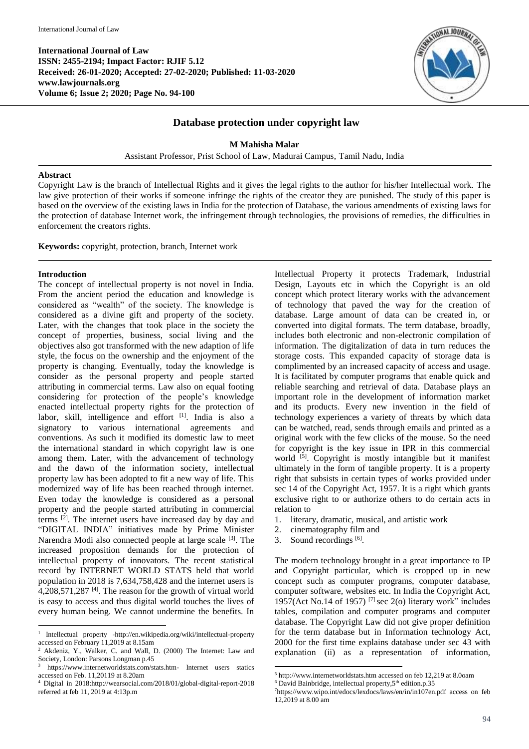**International Journal of Law**
**ISSN: 2455-2194; Impact Factor: RJIF 5.12**
**Received: 26-01-2020; Accepted: 27-02-2020; Published: 11-03-2020**
**www.lawjournals.org**
**Volume 6; Issue 2; 2020; Page No. 94-100**

# Database protection under copyright law

**M Mahisha Malar**

Assistant Professor, Prist School of Law, Madurai Campus, Tamil Nadu, India

## Abstract

Copyright Law is the branch of Intellectual Rights and it gives the legal rights to the author for his/her Intellectual work. The law give protection of their works if someone infringe the rights of the creator they are punished. The study of this paper is based on the overview of the existing laws in India for the protection of Database, the various amendments of existing laws for the protection of database Internet work, the infringement through technologies, the provisions of remedies, the difficulties in enforcement the creators rights.

**Keywords:** copyright, protection, branch, Internet work

## Introduction

The concept of intellectual property is not novel in India. From the ancient period the education and knowledge is considered as "wealth" of the society. The knowledge is considered as a divine gift and property of the society. Later, with the changes that took place in the society the concept of properties, business, social living and the objectives also got transformed with the new adaption of life style, the focus on the ownership and the enjoyment of the property is changing. Eventually, today the knowledge is consider as the personal property and people started attributing in commercial terms. Law also on equal footing considering for protection of the people's knowledge enacted intellectual property rights for the protection of labor, skill, intelligence and effort [1]. India is also a signatory to various international agreements and conventions. As such it modified its domestic law to meet the international standard in which copyright law is one among them. Later, with the advancement of technology and the dawn of the information society, intellectual property law has been adopted to fit a new way of life. This modernized way of life has been reached through internet. Even today the knowledge is considered as a personal property and the people started attributing in commercial terms [2]. The internet users have increased day by day and "DIGITAL INDIA" initiatives made by Prime Minister Narendra Modi also connected people at large scale [3]. The increased proposition demands for the protection of intellectual property of innovators. The recent statistical record [i]by INTERNET WORLD STATS held that world population in 2018 is 7,634,758,428 and the internet users is 4,208,571,287 [4]. The reason for the growth of virtual world is easy to access and thus digital world touches the lives of every human being. We cannot undermine the benefits. In Intellectual Property it protects Trademark, Industrial Design, Layouts etc in which the Copyright is an old concept which protect literary works with the advancement of technology that paved the way for the creation of database. Large amount of data can be created in, or converted into digital formats. The term database, broadly, includes both electronic and non-electronic compilation of information. The digitalization of data in turn reduces the storage costs. This expanded capacity of storage data is complimented by an increased capacity of access and usage. It is facilitated by computer programs that enable quick and reliable searching and retrieval of data. Database plays an important role in the development of information market and its products. Every new invention in the field of technology experiences a variety of threats by which data can be watched, read, sends through emails and printed as a original work with the few clicks of the mouse. So the need for copyright is the key issue in IPR in this commercial world [5]. Copyright is mostly intangible but it manifest ultimately in the form of tangible property. It is a property right that subsists in certain types of works provided under sec 14 of the Copyright Act, 1957. It is a right which grants exclusive right to or authorize others to do certain acts in relation to

1. literary, dramatic, musical, and artistic work
2. cinematography film and
3. Sound recordings [6].

The modern technology brought in a great importance to IP and Copyright particular, which is cropped up in new concept such as computer programs, computer database, computer software, websites etc. In India the Copyright Act, 1957(Act No.14 of 1957) [7] sec 2(o) literary work" includes tables, compilation and computer programs and computer database. The Copyright Law did not give proper definition for the term database but in Information technology Act, 2000 for the first time explains database under sec 43 with explanation (ii) as a representation of information,

---

1 Intellectual property -http://en.wikipedia.org/wiki/intellectual-property accessed on February 11,2019 at 8.15am

2 Akdeniz, Y., Walker, C. and Wall, D. (2000) The Internet: Law and Society, London: Parsons Longman p.45

3 https://www.internetworldstats.com/stats.htm- Internet users statics accessed on Feb. 11,20119 at 8.20am

4 Digital in 2018:http://wearsocial.com/2018/01/global-digital-report-2018 referred at feb 11, 2019 at 4:13p.m

5 http://www.internetworldstats.htm accessed on feb 12,219 at 8.0oam

6 David Bainbridge, intellectual property,5th edition.p.35

7https://www.wipo.int/edocs/lexdocs/laws/en/in/in107en.pdf access on feb 12,2019 at 8.00 am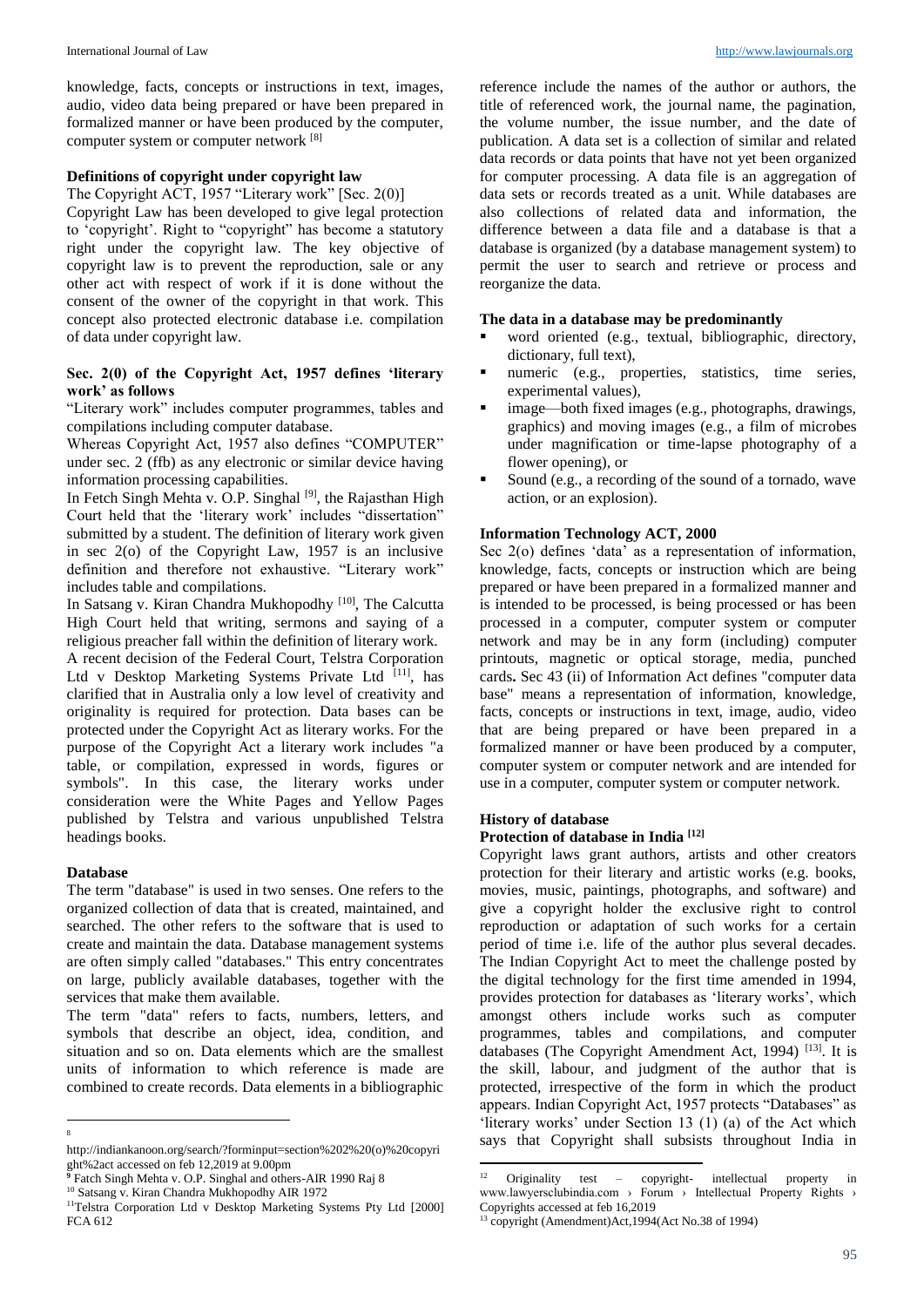knowledge, facts, concepts or instructions in text, images, audio, video data being prepared or have been prepared in formalized manner or have been produced by the computer, computer system or computer network [8]

### Definitions of copyright under copyright law

The Copyright ACT, 1957 "Literary work" [Sec. 2(0)]

Copyright Law has been developed to give legal protection to 'copyright'. Right to "copyright" has become a statutory right under the copyright law. The key objective of copyright law is to prevent the reproduction, sale or any other act with respect of work if it is done without the consent of the owner of the copyright in that work. This concept also protected electronic database i.e. compilation of data under copyright law.

### Sec. 2(0) of the Copyright Act, 1957 defines 'literary work' as follows

"Literary work" includes computer programmes, tables and compilations including computer database.

Whereas Copyright Act, 1957 also defines "COMPUTER" under sec. 2 (ffb) as any electronic or similar device having information processing capabilities.

In Fetch Singh Mehta v. O.P. Singhal [9], the Rajasthan High Court held that the 'literary work' includes "dissertation" submitted by a student. The definition of literary work given in sec 2(o) of the Copyright Law, 1957 is an inclusive definition and therefore not exhaustive. "Literary work" includes table and compilations.

In Satsang v. Kiran Chandra Mukhopodhy [10], The Calcutta High Court held that writing, sermons and saying of a religious preacher fall within the definition of literary work.

A recent decision of the Federal Court, Telstra Corporation Ltd v Desktop Marketing Systems Private Ltd [11], has clarified that in Australia only a low level of creativity and originality is required for protection. Data bases can be protected under the Copyright Act as literary works. For the purpose of the Copyright Act a literary work includes "a table, or compilation, expressed in words, figures or symbols". In this case, the literary works under consideration were the White Pages and Yellow Pages published by Telstra and various unpublished Telstra headings books.

### Database

The term "database" is used in two senses. One refers to the organized collection of data that is created, maintained, and searched. The other refers to the software that is used to create and maintain the data. Database management systems are often simply called "databases." This entry concentrates on large, publicly available databases, together with the services that make them available.

The term "data" refers to facts, numbers, letters, and symbols that describe an object, idea, condition, and situation and so on. Data elements which are the smallest units of information to which reference is made are combined to create records. Data elements in a bibliographic reference include the names of the author or authors, the title of referenced work, the journal name, the pagination, the volume number, the issue number, and the date of publication. A data set is a collection of similar and related data records or data points that have not yet been organized for computer processing. A data file is an aggregation of data sets or records treated as a unit. While databases are also collections of related data and information, the difference between a data file and a database is that a database is organized (by a database management system) to permit the user to search and retrieve or process and reorganize the data.

### The data in a database may be predominantly

- word oriented (e.g., textual, bibliographic, directory, dictionary, full text),
- numeric (e.g., properties, statistics, time series, experimental values),
- image—both fixed images (e.g., photographs, drawings, graphics) and moving images (e.g., a film of microbes under magnification or time-lapse photography of a flower opening), or
- Sound (e.g., a recording of the sound of a tornado, wave action, or an explosion).

### Information Technology ACT, 2000

Sec 2(o) defines 'data' as a representation of information, knowledge, facts, concepts or instruction which are being prepared or have been prepared in a formalized manner and is intended to be processed, is being processed or has been processed in a computer, computer system or computer network and may be in any form (including) computer printouts, magnetic or optical storage, media, punched cards**.** Sec 43 (ii) of Information Act defines "computer data base" means a representation of information, knowledge, facts, concepts or instructions in text, image, audio, video that are being prepared or have been prepared in a formalized manner or have been produced by a computer, computer system or computer network and are intended for use in a computer, computer system or computer network.

### History of database

### Protection of database in India [12]

Copyright laws grant authors, artists and other creators protection for their literary and artistic works (e.g. books, movies, music, paintings, photographs, and software) and give a copyright holder the exclusive right to control reproduction or adaptation of such works for a certain period of time i.e. life of the author plus several decades. The Indian Copyright Act to meet the challenge posted by the digital technology for the first time amended in 1994, provides protection for databases as 'literary works', which amongst others include works such as computer programmes, tables and compilations, and computer databases (The Copyright Amendment Act, 1994) [13]. It is the skill, labour, and judgment of the author that is protected, irrespective of the form in which the product appears. Indian Copyright Act, 1957 protects "Databases" as 'literary works' under Section 13 (1) (a) of the Act which says that Copyright shall subsists throughout India in

---

8 http://indiankanoon.org/search/?forminput=section%202%20(o)%20copyright%2act accessed on feb 12,2019 at 9.00pm

9 Fatch Singh Mehta v. O.P. Singhal and others-AIR 1990 Raj 8

10 Satsang v. Kiran Chandra Mukhopodhy AIR 1972

11 Telstra Corporation Ltd v Desktop Marketing Systems Pty Ltd [2000] FCA 612

12 Originality test – copyright- intellectual property in www.lawyersclubindia.com › Forum › Intellectual Property Rights › Copyrights accessed at feb 16,2019

13 copyright (Amendment)Act,1994(Act No.38 of 1994)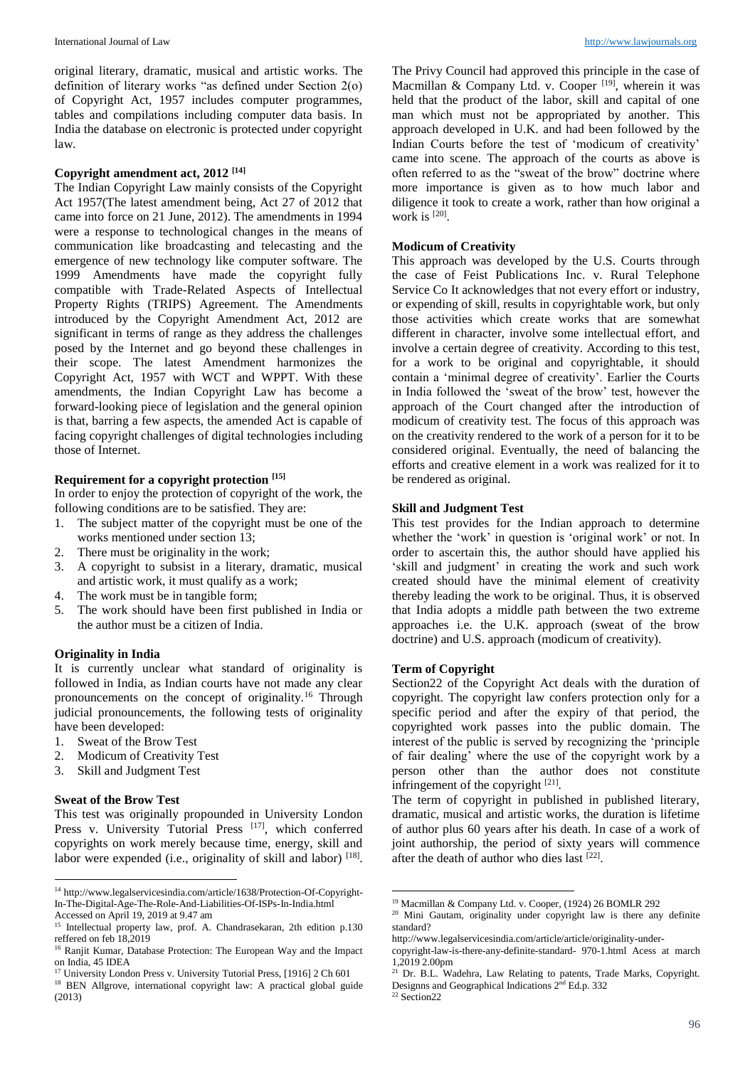original literary, dramatic, musical and artistic works. The definition of literary works "as defined under Section 2(o) of Copyright Act, 1957 includes computer programmes, tables and compilations including computer data basis. In India the database on electronic is protected under copyright law.

## Copyright amendment act, 2012 [14]

The Indian Copyright Law mainly consists of the Copyright Act 1957(The latest amendment being, Act 27 of 2012 that came into force on 21 June, 2012). The amendments in 1994 were a response to technological changes in the means of communication like broadcasting and telecasting and the emergence of new technology like computer software. The 1999 Amendments have made the copyright fully compatible with Trade-Related Aspects of Intellectual Property Rights (TRIPS) Agreement. The Amendments introduced by the Copyright Amendment Act, 2012 are significant in terms of range as they address the challenges posed by the Internet and go beyond these challenges in their scope. The latest Amendment harmonizes the Copyright Act, 1957 with WCT and WPPT. With these amendments, the Indian Copyright Law has become a forward-looking piece of legislation and the general opinion is that, barring a few aspects, the amended Act is capable of facing copyright challenges of digital technologies including those of Internet.

## Requirement for a copyright protection [15]

In order to enjoy the protection of copyright of the work, the following conditions are to be satisfied. They are:

1. The subject matter of the copyright must be one of the works mentioned under section 13;
2. There must be originality in the work;
3. A copyright to subsist in a literary, dramatic, musical and artistic work, it must qualify as a work;
4. The work must be in tangible form;
5. The work should have been first published in India or the author must be a citizen of India.

## Originality in India

It is currently unclear what standard of originality is followed in India, as Indian courts have not made any clear pronouncements on the concept of originality.[16] Through judicial pronouncements, the following tests of originality have been developed:

1. Sweat of the Brow Test
2. Modicum of Creativity Test
3. Skill and Judgment Test

## Sweat of the Brow Test

This test was originally propounded in University London Press v. University Tutorial Press [17], which conferred copyrights on work merely because time, energy, skill and labor were expended (i.e., originality of skill and labor) [18]. The Privy Council had approved this principle in the case of Macmillan & Company Ltd. v. Cooper [19], wherein it was held that the product of the labor, skill and capital of one man which must not be appropriated by another. This approach developed in U.K. and had been followed by the Indian Courts before the test of 'modicum of creativity' came into scene. The approach of the courts as above is often referred to as the "sweat of the brow" doctrine where more importance is given as to how much labor and diligence it took to create a work, rather than how original a work is [20].

## Modicum of Creativity

This approach was developed by the U.S. Courts through the case of Feist Publications Inc. v. Rural Telephone Service Co It acknowledges that not every effort or industry, or expending of skill, results in copyrightable work, but only those activities which create works that are somewhat different in character, involve some intellectual effort, and involve a certain degree of creativity. According to this test, for a work to be original and copyrightable, it should contain a 'minimal degree of creativity'. Earlier the Courts in India followed the 'sweat of the brow' test, however the approach of the Court changed after the introduction of modicum of creativity test. The focus of this approach was on the creativity rendered to the work of a person for it to be considered original. Eventually, the need of balancing the efforts and creative element in a work was realized for it to be rendered as original.

## Skill and Judgment Test

This test provides for the Indian approach to determine whether the 'work' in question is 'original work' or not. In order to ascertain this, the author should have applied his 'skill and judgment' in creating the work and such work created should have the minimal element of creativity thereby leading the work to be original. Thus, it is observed that India adopts a middle path between the two extreme approaches i.e. the U.K. approach (sweat of the brow doctrine) and U.S. approach (modicum of creativity).

## Term of Copyright

Section22 of the Copyright Act deals with the duration of copyright. The copyright law confers protection only for a specific period and after the expiry of that period, the copyrighted work passes into the public domain. The interest of the public is served by recognizing the 'principle of fair dealing' where the use of the copyright work by a person other than the author does not constitute infringement of the copyright [21].

The term of copyright in published literary, dramatic, musical and artistic works, the duration is lifetime of author plus 60 years after his death. In case of a work of joint authorship, the period of sixty years will commence after the death of author who dies last [22].

---

[14] http://www.legalservicesindia.com/article/1638/Protection-Of-Copyright-In-The-Digital-Age-The-Role-And-Liabilities-Of-ISPs-In-India.html Accessed on April 19, 2019 at 9.47 am

[15] Intellectual property law, prof. A. Chandrasekaran, 2th edition p.130 reffered on feb 18,2019

[16] Ranjit Kumar, Database Protection: The European Way and the Impact on India, 45 IDEA

[17] University London Press v. University Tutorial Press, [1916] 2 Ch 601

[18] BEN Allgrove, international copyright law: A practical global guide (2013)

[19] Macmillan & Company Ltd. v. Cooper, (1924) 26 BOMLR 292

[20] Mini Gautam, originality under copyright law is there any definite standard? http://www.legalservicesindia.com/article/article/originality-under-copyright-law-is-there-any-definite-standard- 970-1.html Acess at march 1,2019 2.00pm

[21] Dr. B.L. Wadehra, Law Relating to patents, Trade Marks, Copyright. Designns and Geographical Indications 2nd Ed.p. 332

[22] Section22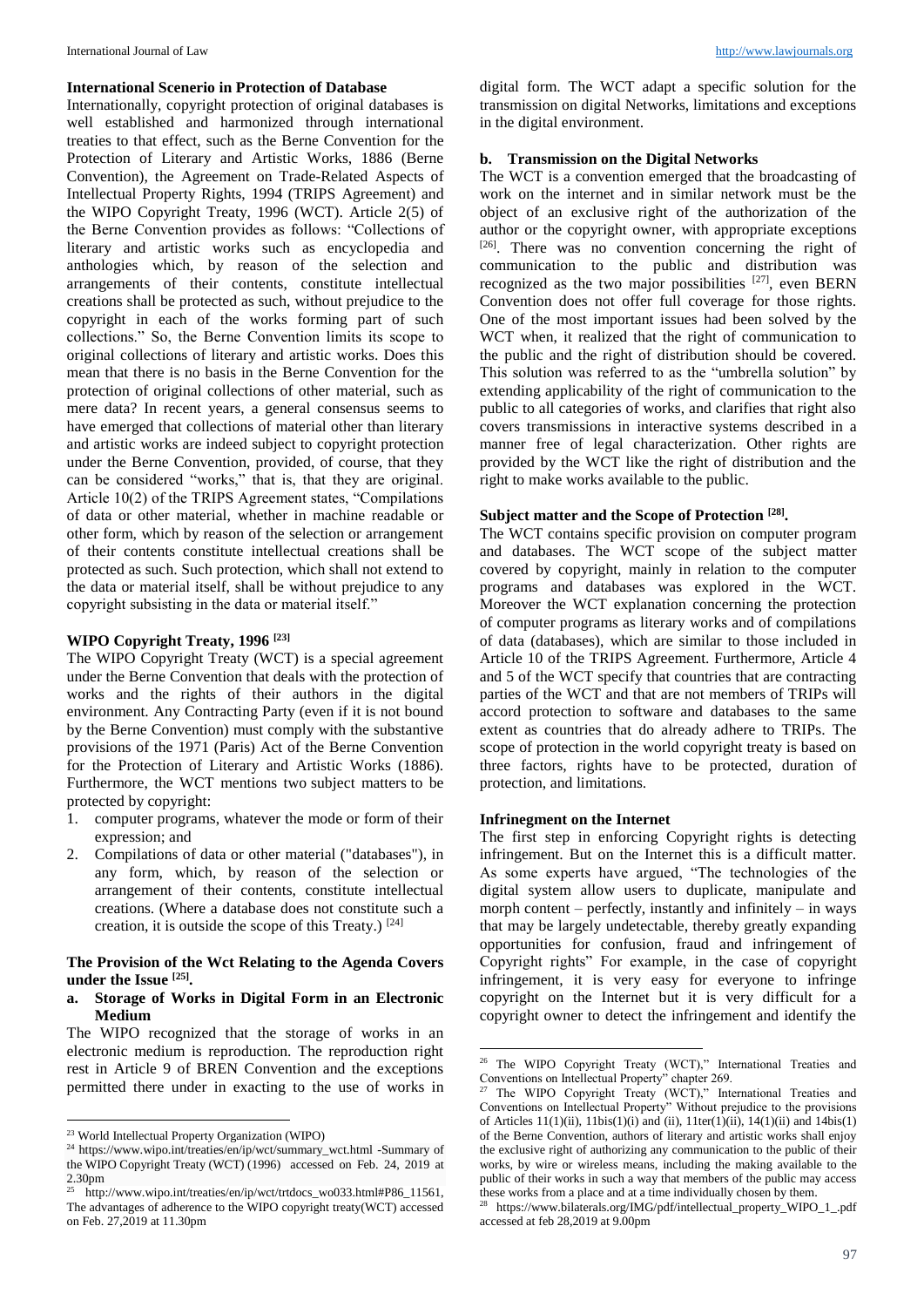### International Scenerio in Protection of Database

Internationally, copyright protection of original databases is well established and harmonized through international treaties to that effect, such as the Berne Convention for the Protection of Literary and Artistic Works, 1886 (Berne Convention), the Agreement on Trade-Related Aspects of Intellectual Property Rights, 1994 (TRIPS Agreement) and the WIPO Copyright Treaty, 1996 (WCT). Article 2(5) of the Berne Convention provides as follows: "Collections of literary and artistic works such as encyclopedia and anthologies which, by reason of the selection and arrangements of their contents, constitute intellectual creations shall be protected as such, without prejudice to the copyright in each of the works forming part of such collections." So, the Berne Convention limits its scope to original collections of literary and artistic works. Does this mean that there is no basis in the Berne Convention for the protection of original collections of other material, such as mere data? In recent years, a general consensus seems to have emerged that collections of material other than literary and artistic works are indeed subject to copyright protection under the Berne Convention, provided, of course, that they can be considered "works," that is, that they are original. Article 10(2) of the TRIPS Agreement states, "Compilations of data or other material, whether in machine readable or other form, which by reason of the selection or arrangement of their contents constitute intellectual creations shall be protected as such. Such protection, which shall not extend to the data or material itself, shall be without prejudice to any copyright subsisting in the data or material itself."

### WIPO Copyright Treaty, 1996 [23]

The WIPO Copyright Treaty (WCT) is a special agreement under the Berne Convention that deals with the protection of works and the rights of their authors in the digital environment. Any Contracting Party (even if it is not bound by the Berne Convention) must comply with the substantive provisions of the 1971 (Paris) Act of the Berne Convention for the Protection of Literary and Artistic Works (1886). Furthermore, the WCT mentions two subject matters to be protected by copyright:

1. computer programs, whatever the mode or form of their expression; and
2. Compilations of data or other material ("databases"), in any form, which, by reason of the selection or arrangement of their contents, constitute intellectual creations. (Where a database does not constitute such a creation, it is outside the scope of this Treaty.) [24]

### The Provision of the Wct Relating to the Agenda Covers under the Issue [25].

#### a. Storage of Works in Digital Form in an Electronic Medium

The WIPO recognized that the storage of works in an electronic medium is reproduction. The reproduction right rest in Article 9 of BREN Convention and the exceptions permitted there under in exacting to the use of works in digital form. The WCT adapt a specific solution for the transmission on digital Networks, limitations and exceptions in the digital environment.

#### b. Transmission on the Digital Networks

The WCT is a convention emerged that the broadcasting of work on the internet and in similar network must be the object of an exclusive right of the authorization of the author or the copyright owner, with appropriate exceptions [26]. There was no convention concerning the right of communication to the public and distribution was recognized as the two major possibilities [27], even BERN Convention does not offer full coverage for those rights. One of the most important issues had been solved by the WCT when, it realized that the right of communication to the public and the right of distribution should be covered. This solution was referred to as the "umbrella solution" by extending applicability of the right of communication to the public to all categories of works, and clarifies that right also covers transmissions in interactive systems described in a manner free of legal characterization. Other rights are provided by the WCT like the right of distribution and the right to make works available to the public.

### Subject matter and the Scope of Protection [28].

The WCT contains specific provision on computer program and databases. The WCT scope of the subject matter covered by copyright, mainly in relation to the computer programs and databases was explored in the WCT. Moreover the WCT explanation concerning the protection of computer programs as literary works and of compilations of data (databases), which are similar to those included in Article 10 of the TRIPS Agreement. Furthermore, Article 4 and 5 of the WCT specify that countries that are contracting parties of the WCT and that are not members of TRIPs will accord protection to software and databases to the same extent as countries that do already adhere to TRIPs. The scope of protection in the world copyright treaty is based on three factors, rights have to be protected, duration of protection, and limitations.

### Infringement on the Internet

The first step in enforcing Copyright rights is detecting infringement. But on the Internet this is a difficult matter. As some experts have argued, "The technologies of the digital system allow users to duplicate, manipulate and morph content – perfectly, instantly and infinitely – in ways that may be largely undetectable, thereby greatly expanding opportunities for confusion, fraud and infringement of Copyright rights" For example, in the case of copyright infringement, it is very easy for everyone to infringe copyright on the Internet but it is very difficult for a copyright owner to detect the infringement and identify the

---

[23] World Intellectual Property Organization (WIPO)

[24] https://www.wipo.int/treaties/en/ip/wct/summary_wct.html -Summary of the WIPO Copyright Treaty (WCT) (1996) accessed on Feb. 24, 2019 at 2.30pm

[25] http://www.wipo.int/treaties/en/ip/wct/trtdocs_wo033.html#P86_11561, The advantages of adherence to the WIPO copyright treaty(WCT) accessed on Feb. 27,2019 at 11.30pm

[26] The WIPO Copyright Treaty (WCT)," International Treaties and Conventions on Intellectual Property" chapter 269.

[27] The WIPO Copyright Treaty (WCT)," International Treaties and Conventions on Intellectual Property" Without prejudice to the provisions of Articles 11(1)(ii), 11bis(1)(i) and (ii), 11ter(1)(ii), 14(1)(ii) and 14bis(1) of the Berne Convention, authors of literary and artistic works shall enjoy the exclusive right of authorizing any communication to the public of their works, by wire or wireless means, including the making available to the public of their works in such a way that members of the public may access these works from a place and at a time individually chosen by them.

[28] https://www.bilaterals.org/IMG/pdf/intellectual_property_WIPO_1_.pdf accessed at feb 28,2019 at 9.00pm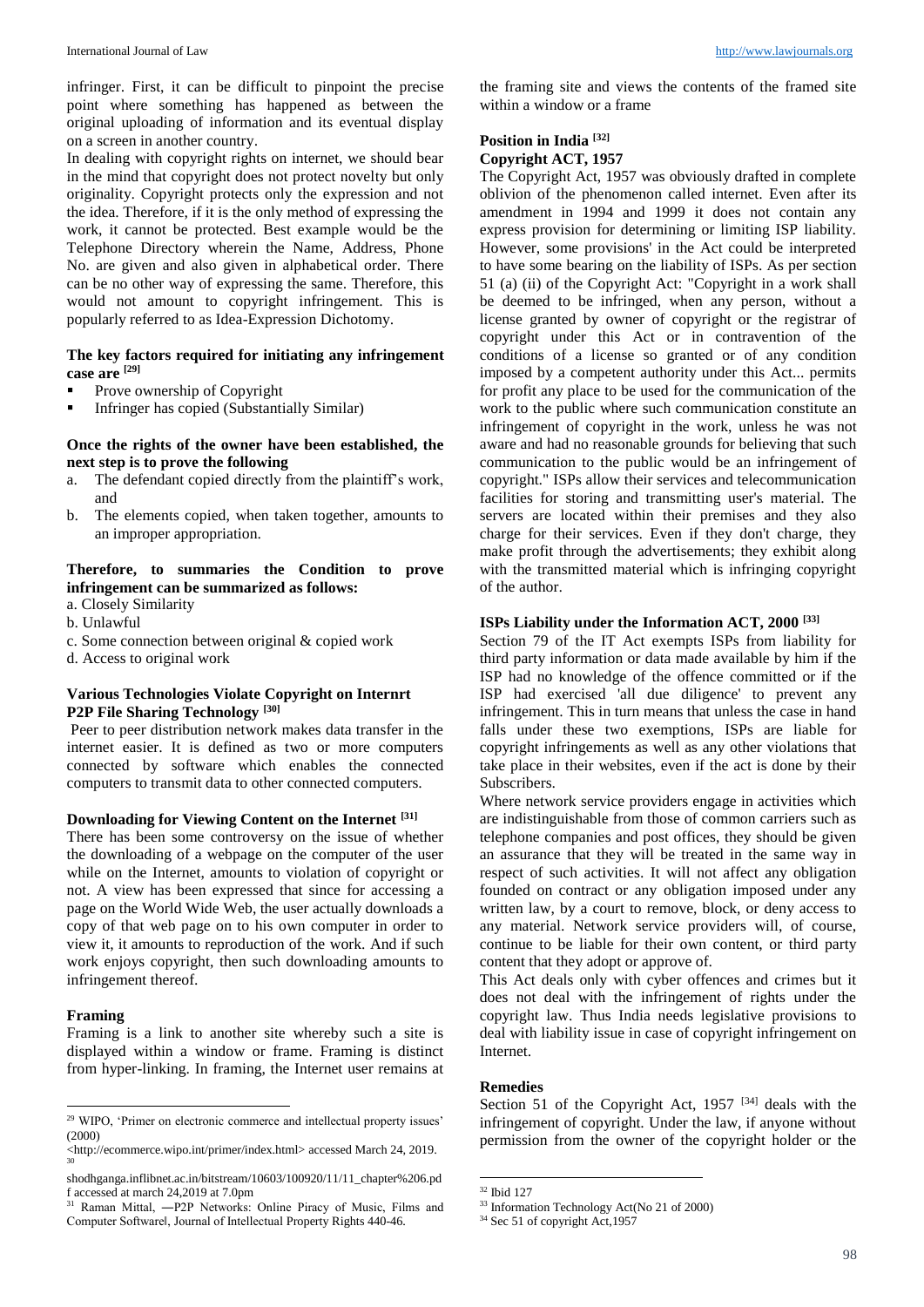infringer. First, it can be difficult to pinpoint the precise point where something has happened as between the original uploading of information and its eventual display on a screen in another country.

In dealing with copyright rights on internet, we should bear in the mind that copyright does not protect novelty but only originality. Copyright protects only the expression and not the idea. Therefore, if it is the only method of expressing the work, it cannot be protected. Best example would be the Telephone Directory wherein the Name, Address, Phone No. are given and also given in alphabetical order. There can be no other way of expressing the same. Therefore, this would not amount to copyright infringement. This is popularly referred to as Idea-Expression Dichotomy.

**The key factors required for initiating any infringement case are [29]**

- Prove ownership of Copyright
- Infringer has copied (Substantially Similar)

**Once the rights of the owner have been established, the next step is to prove the following**

a. The defendant copied directly from the plaintiff's work, and
b. The elements copied, when taken together, amounts to an improper appropriation.

**Therefore, to summaries the Condition to prove infringement can be summarized as follows:**

a. Closely Similarity
b. Unlawful
c. Some connection between original & copied work
d. Access to original work

**Various Technologies Violate Copyright on Internrt**
**P2P File Sharing Technology [30]**

Peer to peer distribution network makes data transfer in the internet easier. It is defined as two or more computers connected by software which enables the connected computers to transmit data to other connected computers.

**Downloading for Viewing Content on the Internet [31]**

There has been some controversy on the issue of whether the downloading of a webpage on the computer of the user while on the Internet, amounts to violation of copyright or not. A view has been expressed that since for accessing a page on the World Wide Web, the user actually downloads a copy of that web page on to his own computer in order to view it, it amounts to reproduction of the work. And if such work enjoys copyright, then such downloading amounts to infringement thereof.

**Framing**

Framing is a link to another site whereby such a site is displayed within a window or frame. Framing is distinct from hyper-linking. In framing, the Internet user remains at the framing site and views the contents of the framed site within a window or a frame

**Position in India [32]**
**Copyright ACT, 1957**

The Copyright Act, 1957 was obviously drafted in complete oblivion of the phenomenon called internet. Even after its amendment in 1994 and 1999 it does not contain any express provision for determining or limiting ISP liability. However, some provisions' in the Act could be interpreted to have some bearing on the liability of ISPs. As per section 51 (a) (ii) of the Copyright Act: "Copyright in a work shall be deemed to be infringed, when any person, without a license granted by owner of copyright or the registrar of copyright under this Act or in contravention of the conditions of a license so granted or of any condition imposed by a competent authority under this Act... permits for profit any place to be used for the communication of the work to the public where such communication constitute an infringement of copyright in the work, unless he was not aware and had no reasonable grounds for believing that such communication to the public would be an infringement of copyright." ISPs allow their services and telecommunication facilities for storing and transmitting user's material. The servers are located within their premises and they also charge for their services. Even if they don't charge, they make profit through the advertisements; they exhibit along with the transmitted material which is infringing copyright of the author.

**ISPs Liability under the Information ACT, 2000 [33]**

Section 79 of the IT Act exempts ISPs from liability for third party information or data made available by him if the ISP had no knowledge of the offence committed or if the ISP had exercised 'all due diligence' to prevent any infringement. This in turn means that unless the case in hand falls under these two exemptions, ISPs are liable for copyright infringements as well as any other violations that take place in their websites, even if the act is done by their Subscribers.

Where network service providers engage in activities which are indistinguishable from those of common carriers such as telephone companies and post offices, they should be given an assurance that they will be treated in the same way in respect of such activities. It will not affect any obligation founded on contract or any obligation imposed under any written law, by a court to remove, block, or deny access to any material. Network service providers will, of course, continue to be liable for their own content, or third party content that they adopt or approve of.

This Act deals only with cyber offences and crimes but it does not deal with the infringement of rights under the copyright law. Thus India needs legislative provisions to deal with liability issue in case of copyright infringement on Internet.

**Remedies**

Section 51 of the Copyright Act, 1957 [34] deals with the infringement of copyright. Under the law, if anyone without permission from the owner of the copyright holder or the

---

[29] WIPO, 'Primer on electronic commerce and intellectual property issues' (2000) <http://ecommerce.wipo.int/primer/index.html> accessed March 24, 2019.

[30] shodhganga.inflibnet.ac.in/bitstream/10603/100920/11/11_chapter%206.pdf accessed at march 24,2019 at 7.0pm

[31] Raman Mittal, ―P2P Networks: Online Piracy of Music, Films and Computer Software‖, Journal of Intellectual Property Rights 440-46.

[32] Ibid 127

[33] Information Technology Act(No 21 of 2000)

[34] Sec 51 of copyright Act,1957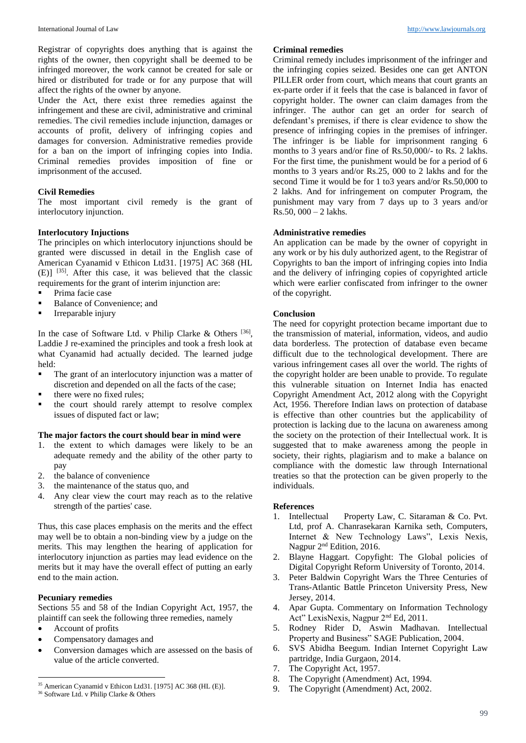Registrar of copyrights does anything that is against the rights of the owner, then copyright shall be deemed to be infringed moreover, the work cannot be created for sale or hired or distributed for trade or for any purpose that will affect the rights of the owner by anyone.

Under the Act, there exist three remedies against the infringement and these are civil, administrative and criminal remedies. The civil remedies include injunction, damages or accounts of profit, delivery of infringing copies and damages for conversion. Administrative remedies provide for a ban on the import of infringing copies into India. Criminal remedies provides imposition of fine or imprisonment of the accused.

**Civil Remedies**

The most important civil remedy is the grant of interlocutory injunction.

**Interlocutory Injuctions**

The principles on which interlocutory injunctions should be granted were discussed in detail in the English case of American Cyanamid v Ethicon Ltd31. [1975] AC 368 (HL (E)] [35]. After this case, it was believed that the classic requirements for the grant of interim injunction are:

- Prima facie case
- Balance of Convenience; and
- Irreparable injury

In the case of Software Ltd. v Philip Clarke & Others [36], Laddie J re-examined the principles and took a fresh look at what Cyanamid had actually decided. The learned judge held:

- The grant of an interlocutory injunction was a matter of discretion and depended on all the facts of the case;
- there were no fixed rules;
- the court should rarely attempt to resolve complex issues of disputed fact or law;

**The major factors the court should bear in mind were**

1. the extent to which damages were likely to be an adequate remedy and the ability of the other party to pay
2. the balance of convenience
3. the maintenance of the status quo, and
4. Any clear view the court may reach as to the relative strength of the parties' case.

Thus, this case places emphasis on the merits and the effect may well be to obtain a non-binding view by a judge on the merits. This may lengthen the hearing of application for interlocutory injunction as parties may lead evidence on the merits but it may have the overall effect of putting an early end to the main action.

**Pecuniary remedies**

Sections 55 and 58 of the Indian Copyright Act, 1957, the plaintiff can seek the following three remedies, namely

- Account of profits
- Compensatory damages and
- Conversion damages which are assessed on the basis of value of the article converted.

**Criminal remedies**

Criminal remedy includes imprisonment of the infringer and the infringing copies seized. Besides one can get ANTON PILLER order from court, which means that court grants an ex-parte order if it feels that the case is balanced in favor of copyright holder. The owner can claim damages from the infringer. The author can get an order for search of defendant's premises, if there is clear evidence to show the presence of infringing copies in the premises of infringer. The infringer is be liable for imprisonment ranging 6 months to 3 years and/or fine of Rs.50,000/- to Rs. 2 lakhs. For the first time, the punishment would be for a period of 6 months to 3 years and/or Rs.25, 000 to 2 lakhs and for the second Time it would be for 1 to3 years and/or Rs.50,000 to 2 lakhs. And for infringement on computer Program, the punishment may vary from 7 days up to 3 years and/or Rs.50, 000 – 2 lakhs.

**Administrative remedies**

An application can be made by the owner of copyright in any work or by his duly authorized agent, to the Registrar of Copyrights to ban the import of infringing copies into India and the delivery of infringing copies of copyrighted article which were earlier confiscated from infringer to the owner of the copyright.

**Conclusion**

The need for copyright protection became important due to the transmission of material, information, videos, and audio data borderless. The protection of database even became difficult due to the technological development. There are various infringement cases all over the world. The rights of the copyright holder are been unable to provide. To regulate this vulnerable situation on Internet India has enacted Copyright Amendment Act, 2012 along with the Copyright Act, 1956. Therefore Indian laws on protection of database is effective than other countries but the applicability of protection is lacking due to the lacuna on awareness among the society on the protection of their Intellectual work. It is suggested that to make awareness among the people in society, their rights, plagiarism and to make a balance on compliance with the domestic law through International treaties so that the protection can be given properly to the individuals.

**References**

1. Intellectual Property Law, C. Sitaraman & Co. Pvt. Ltd, prof A. Chanrasekaran Karnika seth, Computers, Internet & New Technology Laws", Lexis Nexis, Nagpur 2nd Edition, 2016.
2. Blayne Haggart. Copyfight: The Global policies of Digital Copyright Reform University of Toronto, 2014.
3. Peter Baldwin Copyright Wars the Three Centuries of Trans-Atlantic Battle Princeton University Press, New Jersey, 2014.
4. Apar Gupta. Commentary on Information Technology Act" LexisNexis, Nagpur 2nd Ed, 2011.
5. Rodney Rider D, Aswin Madhavan. Intellectual Property and Business" SAGE Publication, 2004.
6. SVS Abidha Beegum. Indian Internet Copyright Law partridge, India Gurgaon, 2014.
7. The Copyright Act, 1957.
8. The Copyright (Amendment) Act, 1994.
9. The Copyright (Amendment) Act, 2002.

---

35 American Cyanamid v Ethicon Ltd31. [1975] AC 368 (HL (E)].

36 Software Ltd. v Philip Clarke & Others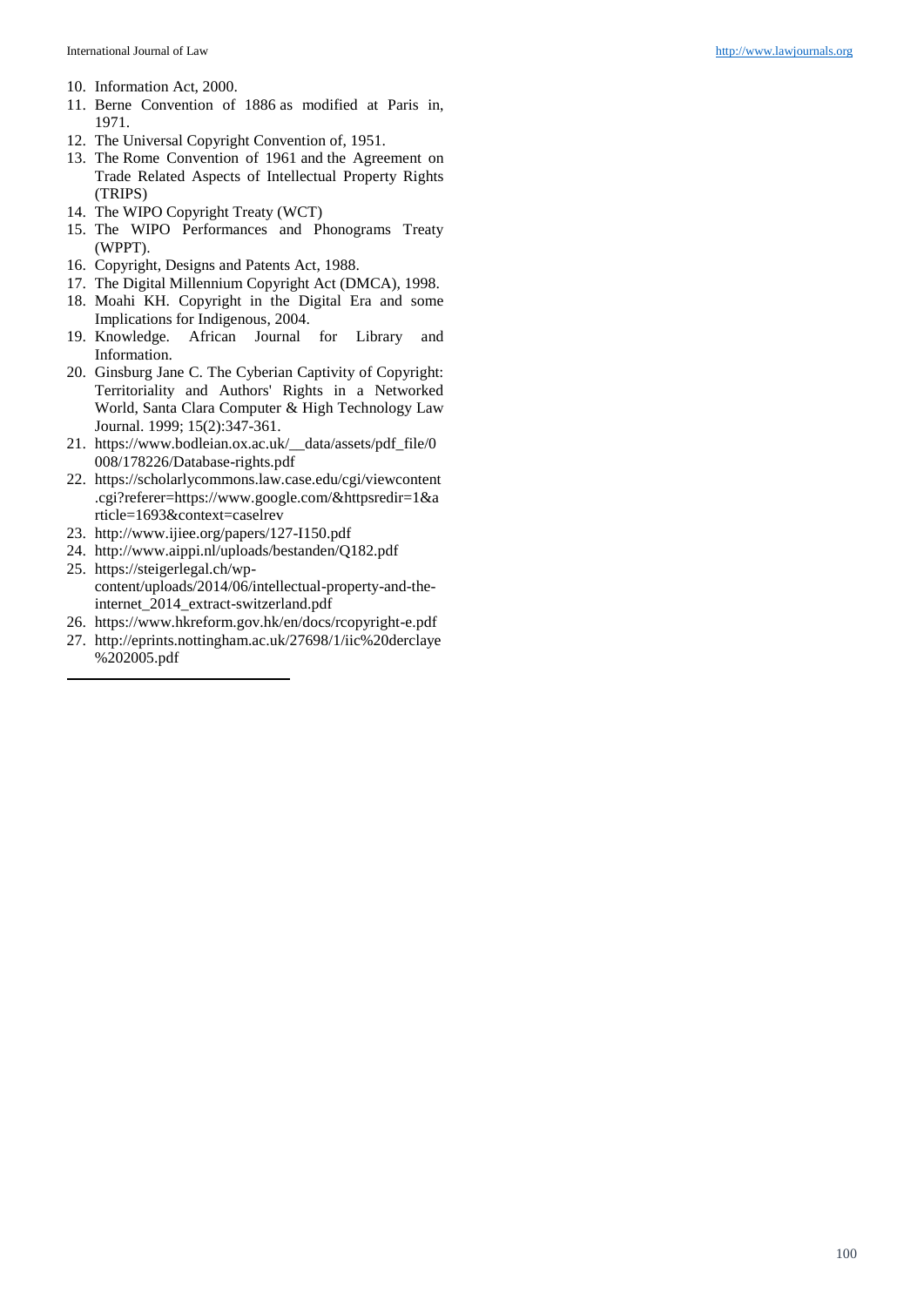10. Information Act, 2000.
11. Berne Convention of 1886 as modified at Paris in, 1971.
12. The Universal Copyright Convention of, 1951.
13. The Rome Convention of 1961 and the Agreement on Trade Related Aspects of Intellectual Property Rights (TRIPS)
14. The WIPO Copyright Treaty (WCT)
15. The WIPO Performances and Phonograms Treaty (WPPT).
16. Copyright, Designs and Patents Act, 1988.
17. The Digital Millennium Copyright Act (DMCA), 1998.
18. Moahi KH. Copyright in the Digital Era and some Implications for Indigenous, 2004.
19. Knowledge. African Journal for Library and Information.
20. Ginsburg Jane C. The Cyberian Captivity of Copyright: Territoriality and Authors' Rights in a Networked World, Santa Clara Computer & High Technology Law Journal. 1999; 15(2):347-361.
21. https://www.bodleian.ox.ac.uk/__data/assets/pdf_file/0008/178226/Database-rights.pdf
22. https://scholarlycommons.law.case.edu/cgi/viewcontent.cgi?referer=https://www.google.com/&httpsredir=1&article=1693&context=caselrev
23. http://www.ijiee.org/papers/127-I150.pdf
24. http://www.aippi.nl/uploads/bestanden/Q182.pdf
25. https://steigerlegal.ch/wp-content/uploads/2014/06/intellectual-property-and-the-internet_2014_extract-switzerland.pdf
26. https://www.hkreform.gov.hk/en/docs/rcopyright-e.pdf
27. http://eprints.nottingham.ac.uk/27698/1/iic%20derclaye%202005.pdf